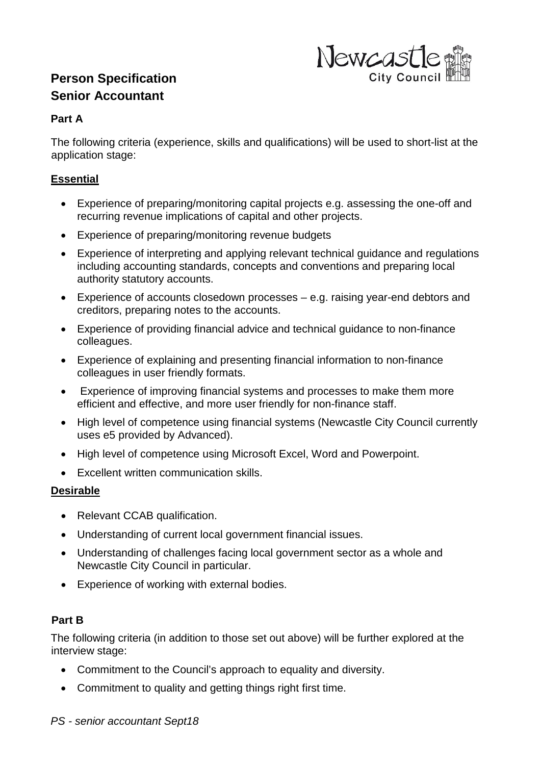# Person Specification
# Senior Accountant

### Part A

The following criteria (experience, skills and qualifications) will be used to short-list at the application stage:

**Essential**

- Experience of preparing/monitoring capital projects e.g. assessing the one-off and recurring revenue implications of capital and other projects.
- Experience of preparing/monitoring revenue budgets
- Experience of interpreting and applying relevant technical guidance and regulations including accounting standards, concepts and conventions and preparing local authority statutory accounts.
- Experience of accounts closedown processes – e.g. raising year-end debtors and creditors, preparing notes to the accounts.
- Experience of providing financial advice and technical guidance to non-finance colleagues.
- Experience of explaining and presenting financial information to non-finance colleagues in user friendly formats.
- Experience of improving financial systems and processes to make them more efficient and effective, and more user friendly for non-finance staff.
- High level of competence using financial systems (Newcastle City Council currently uses e5 provided by Advanced).
- High level of competence using Microsoft Excel, Word and Powerpoint.
- Excellent written communication skills.

**Desirable**

- Relevant CCAB qualification.
- Understanding of current local government financial issues.
- Understanding of challenges facing local government sector as a whole and Newcastle City Council in particular.
- Experience of working with external bodies.

### Part B

The following criteria (in addition to those set out above) will be further explored at the interview stage:

- Commitment to the Council's approach to equality and diversity.
- Commitment to quality and getting things right first time.

*PS - senior accountant Sept18*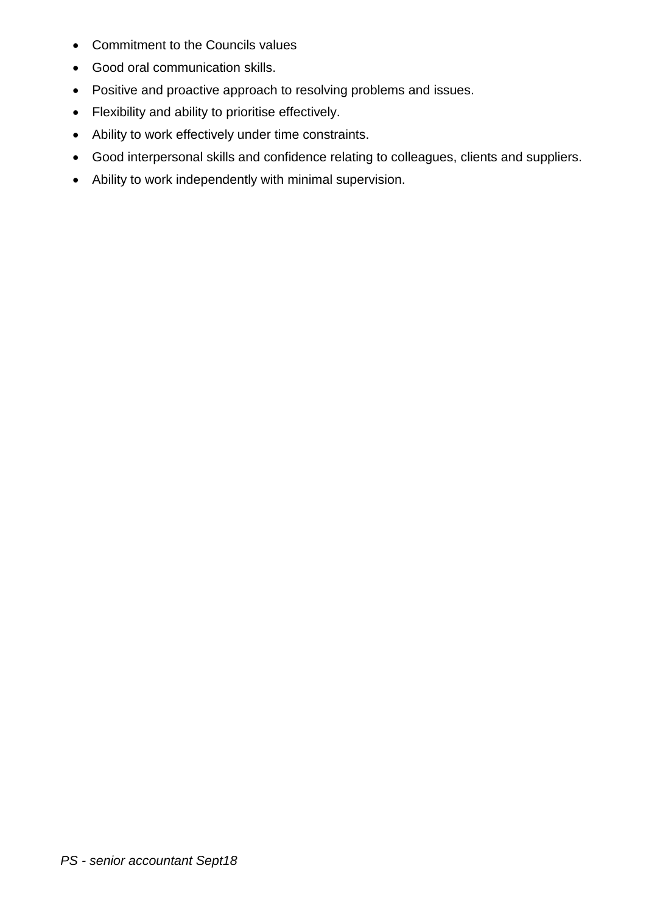- Commitment to the Councils values
- Good oral communication skills.
- Positive and proactive approach to resolving problems and issues.
- Flexibility and ability to prioritise effectively.
- Ability to work effectively under time constraints.
- Good interpersonal skills and confidence relating to colleagues, clients and suppliers.
- Ability to work independently with minimal supervision.